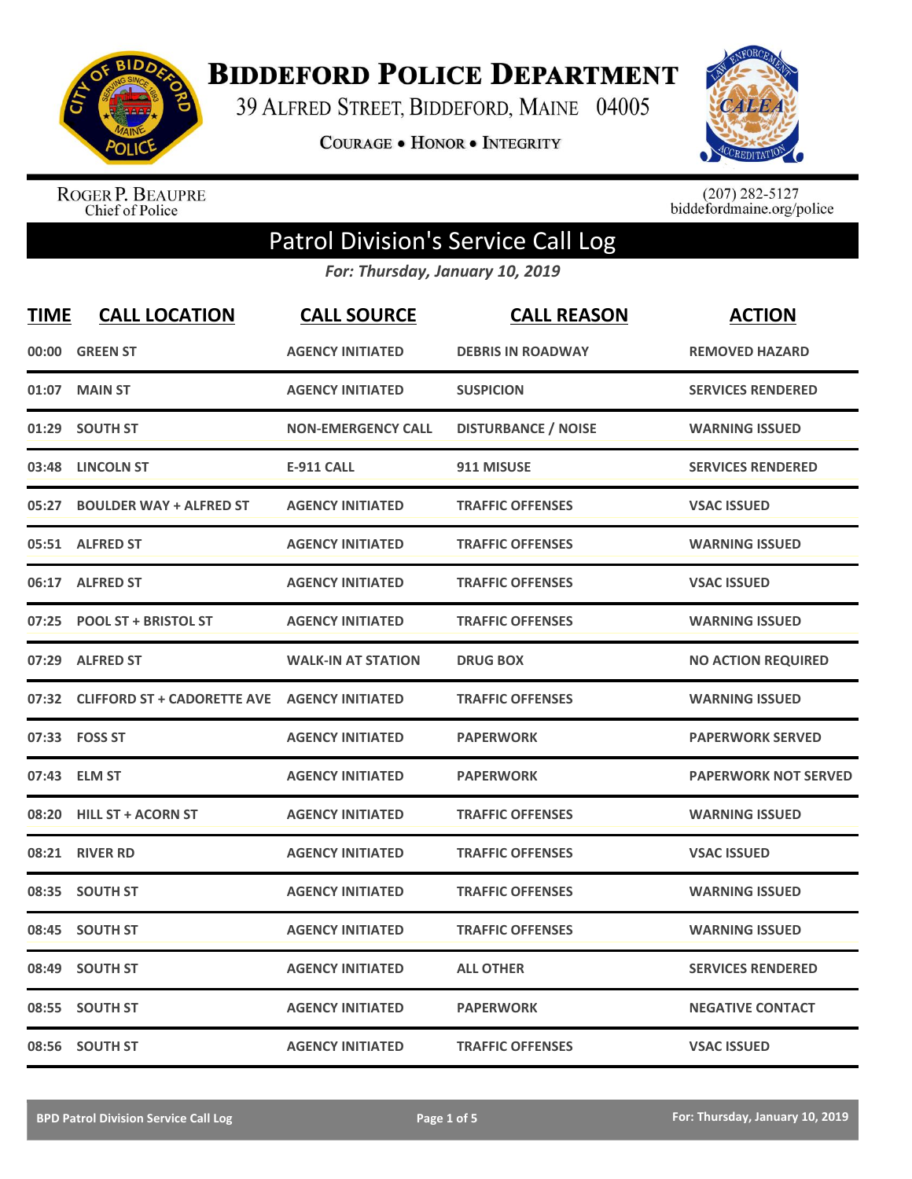# Biddeford Police Department

39 Alfred Street, Biddeford, Maine 04005

Courage • Honor • Integrity

Roger P. Beaupre
Chief of Police

(207) 282-5127
biddefordmaine.org/police

## Patrol Division's Service Call Log

*For: Thursday, January 10, 2019*

| TIME | CALL LOCATION | CALL SOURCE | CALL REASON | ACTION |
|---|---|---|---|---|
| 00:00 | GREEN ST | AGENCY INITIATED | DEBRIS IN ROADWAY | REMOVED HAZARD |
| 01:07 | MAIN ST | AGENCY INITIATED | SUSPICION | SERVICES RENDERED |
| 01:29 | SOUTH ST | NON-EMERGENCY CALL | DISTURBANCE / NOISE | WARNING ISSUED |
| 03:48 | LINCOLN ST | E-911 CALL | 911 MISUSE | SERVICES RENDERED |
| 05:27 | BOULDER WAY + ALFRED ST | AGENCY INITIATED | TRAFFIC OFFENSES | VSAC ISSUED |
| 05:51 | ALFRED ST | AGENCY INITIATED | TRAFFIC OFFENSES | WARNING ISSUED |
| 06:17 | ALFRED ST | AGENCY INITIATED | TRAFFIC OFFENSES | VSAC ISSUED |
| 07:25 | POOL ST + BRISTOL ST | AGENCY INITIATED | TRAFFIC OFFENSES | WARNING ISSUED |
| 07:29 | ALFRED ST | WALK-IN AT STATION | DRUG BOX | NO ACTION REQUIRED |
| 07:32 | CLIFFORD ST + CADORETTE AVE | AGENCY INITIATED | TRAFFIC OFFENSES | WARNING ISSUED |
| 07:33 | FOSS ST | AGENCY INITIATED | PAPERWORK | PAPERWORK SERVED |
| 07:43 | ELM ST | AGENCY INITIATED | PAPERWORK | PAPERWORK NOT SERVED |
| 08:20 | HILL ST + ACORN ST | AGENCY INITIATED | TRAFFIC OFFENSES | WARNING ISSUED |
| 08:21 | RIVER RD | AGENCY INITIATED | TRAFFIC OFFENSES | VSAC ISSUED |
| 08:35 | SOUTH ST | AGENCY INITIATED | TRAFFIC OFFENSES | WARNING ISSUED |
| 08:45 | SOUTH ST | AGENCY INITIATED | TRAFFIC OFFENSES | WARNING ISSUED |
| 08:49 | SOUTH ST | AGENCY INITIATED | ALL OTHER | SERVICES RENDERED |
| 08:55 | SOUTH ST | AGENCY INITIATED | PAPERWORK | NEGATIVE CONTACT |
| 08:56 | SOUTH ST | AGENCY INITIATED | TRAFFIC OFFENSES | VSAC ISSUED |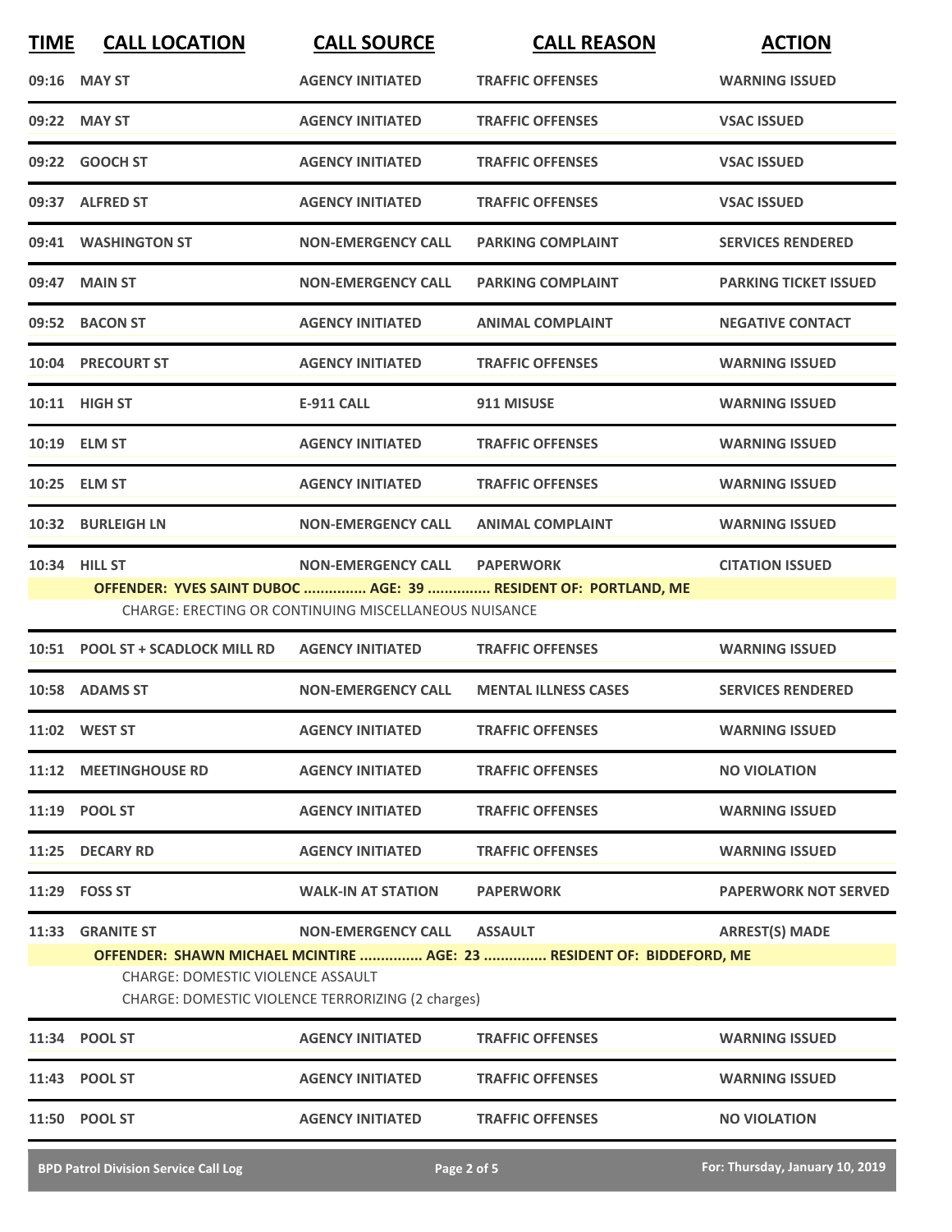| TIME | CALL LOCATION | CALL SOURCE | CALL REASON | ACTION |
|---|---|---|---|---|
| 09:16 | MAY ST | AGENCY INITIATED | TRAFFIC OFFENSES | WARNING ISSUED |
| 09:22 | MAY ST | AGENCY INITIATED | TRAFFIC OFFENSES | VSAC ISSUED |
| 09:22 | GOOCH ST | AGENCY INITIATED | TRAFFIC OFFENSES | VSAC ISSUED |
| 09:37 | ALFRED ST | AGENCY INITIATED | TRAFFIC OFFENSES | VSAC ISSUED |
| 09:41 | WASHINGTON ST | NON-EMERGENCY CALL | PARKING COMPLAINT | SERVICES RENDERED |
| 09:47 | MAIN ST | NON-EMERGENCY CALL | PARKING COMPLAINT | PARKING TICKET ISSUED |
| 09:52 | BACON ST | AGENCY INITIATED | ANIMAL COMPLAINT | NEGATIVE CONTACT |
| 10:04 | PRECOURT ST | AGENCY INITIATED | TRAFFIC OFFENSES | WARNING ISSUED |
| 10:11 | HIGH ST | E-911 CALL | 911 MISUSE | WARNING ISSUED |
| 10:19 | ELM ST | AGENCY INITIATED | TRAFFIC OFFENSES | WARNING ISSUED |
| 10:25 | ELM ST | AGENCY INITIATED | TRAFFIC OFFENSES | WARNING ISSUED |
| 10:32 | BURLEIGH LN | NON-EMERGENCY CALL | ANIMAL COMPLAINT | WARNING ISSUED |
| 10:34 | HILL ST | NON-EMERGENCY CALL | PAPERWORK | CITATION ISSUED |

**OFFENDER: YVES SAINT DUBOC ............... AGE: 39 ............... RESIDENT OF: PORTLAND, ME**

CHARGE: ERECTING OR CONTINUING MISCELLANEOUS NUISANCE

| TIME | CALL LOCATION | CALL SOURCE | CALL REASON | ACTION |
|---|---|---|---|---|
| 10:51 | POOL ST + SCADLOCK MILL RD | AGENCY INITIATED | TRAFFIC OFFENSES | WARNING ISSUED |
| 10:58 | ADAMS ST | NON-EMERGENCY CALL | MENTAL ILLNESS CASES | SERVICES RENDERED |
| 11:02 | WEST ST | AGENCY INITIATED | TRAFFIC OFFENSES | WARNING ISSUED |
| 11:12 | MEETINGHOUSE RD | AGENCY INITIATED | TRAFFIC OFFENSES | NO VIOLATION |
| 11:19 | POOL ST | AGENCY INITIATED | TRAFFIC OFFENSES | WARNING ISSUED |
| 11:25 | DECARY RD | AGENCY INITIATED | TRAFFIC OFFENSES | WARNING ISSUED |
| 11:29 | FOSS ST | WALK-IN AT STATION | PAPERWORK | PAPERWORK NOT SERVED |
| 11:33 | GRANITE ST | NON-EMERGENCY CALL | ASSAULT | ARREST(S) MADE |

**OFFENDER: SHAWN MICHAEL MCINTIRE ............... AGE: 23 ............... RESIDENT OF: BIDDEFORD, ME**

CHARGE: DOMESTIC VIOLENCE ASSAULT
CHARGE: DOMESTIC VIOLENCE TERRORIZING (2 charges)

| TIME | CALL LOCATION | CALL SOURCE | CALL REASON | ACTION |
|---|---|---|---|---|
| 11:34 | POOL ST | AGENCY INITIATED | TRAFFIC OFFENSES | WARNING ISSUED |
| 11:43 | POOL ST | AGENCY INITIATED | TRAFFIC OFFENSES | WARNING ISSUED |
| 11:50 | POOL ST | AGENCY INITIATED | TRAFFIC OFFENSES | NO VIOLATION |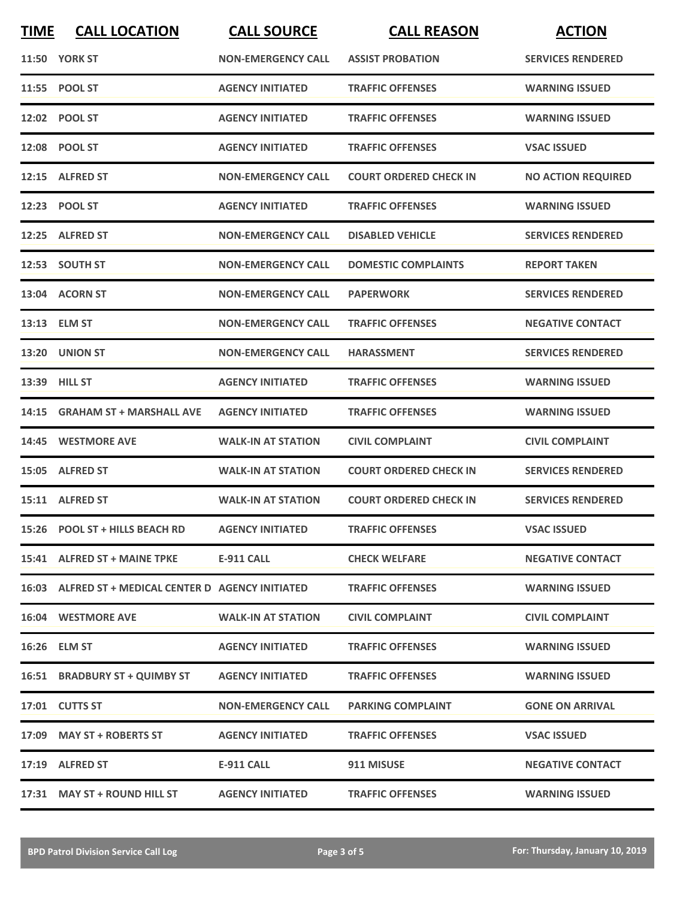| TIME | CALL LOCATION | CALL SOURCE | CALL REASON | ACTION |
|---|---|---|---|---|
| 11:50 | YORK ST | NON-EMERGENCY CALL | ASSIST PROBATION | SERVICES RENDERED |
| 11:55 | POOL ST | AGENCY INITIATED | TRAFFIC OFFENSES | WARNING ISSUED |
| 12:02 | POOL ST | AGENCY INITIATED | TRAFFIC OFFENSES | WARNING ISSUED |
| 12:08 | POOL ST | AGENCY INITIATED | TRAFFIC OFFENSES | VSAC ISSUED |
| 12:15 | ALFRED ST | NON-EMERGENCY CALL | COURT ORDERED CHECK IN | NO ACTION REQUIRED |
| 12:23 | POOL ST | AGENCY INITIATED | TRAFFIC OFFENSES | WARNING ISSUED |
| 12:25 | ALFRED ST | NON-EMERGENCY CALL | DISABLED VEHICLE | SERVICES RENDERED |
| 12:53 | SOUTH ST | NON-EMERGENCY CALL | DOMESTIC COMPLAINTS | REPORT TAKEN |
| 13:04 | ACORN ST | NON-EMERGENCY CALL | PAPERWORK | SERVICES RENDERED |
| 13:13 | ELM ST | NON-EMERGENCY CALL | TRAFFIC OFFENSES | NEGATIVE CONTACT |
| 13:20 | UNION ST | NON-EMERGENCY CALL | HARASSMENT | SERVICES RENDERED |
| 13:39 | HILL ST | AGENCY INITIATED | TRAFFIC OFFENSES | WARNING ISSUED |
| 14:15 | GRAHAM ST + MARSHALL AVE | AGENCY INITIATED | TRAFFIC OFFENSES | WARNING ISSUED |
| 14:45 | WESTMORE AVE | WALK-IN AT STATION | CIVIL COMPLAINT | CIVIL COMPLAINT |
| 15:05 | ALFRED ST | WALK-IN AT STATION | COURT ORDERED CHECK IN | SERVICES RENDERED |
| 15:11 | ALFRED ST | WALK-IN AT STATION | COURT ORDERED CHECK IN | SERVICES RENDERED |
| 15:26 | POOL ST + HILLS BEACH RD | AGENCY INITIATED | TRAFFIC OFFENSES | VSAC ISSUED |
| 15:41 | ALFRED ST + MAINE TPKE | E-911 CALL | CHECK WELFARE | NEGATIVE CONTACT |
| 16:03 | ALFRED ST + MEDICAL CENTER D | AGENCY INITIATED | TRAFFIC OFFENSES | WARNING ISSUED |
| 16:04 | WESTMORE AVE | WALK-IN AT STATION | CIVIL COMPLAINT | CIVIL COMPLAINT |
| 16:26 | ELM ST | AGENCY INITIATED | TRAFFIC OFFENSES | WARNING ISSUED |
| 16:51 | BRADBURY ST + QUIMBY ST | AGENCY INITIATED | TRAFFIC OFFENSES | WARNING ISSUED |
| 17:01 | CUTTS ST | NON-EMERGENCY CALL | PARKING COMPLAINT | GONE ON ARRIVAL |
| 17:09 | MAY ST + ROBERTS ST | AGENCY INITIATED | TRAFFIC OFFENSES | VSAC ISSUED |
| 17:19 | ALFRED ST | E-911 CALL | 911 MISUSE | NEGATIVE CONTACT |
| 17:31 | MAY ST + ROUND HILL ST | AGENCY INITIATED | TRAFFIC OFFENSES | WARNING ISSUED |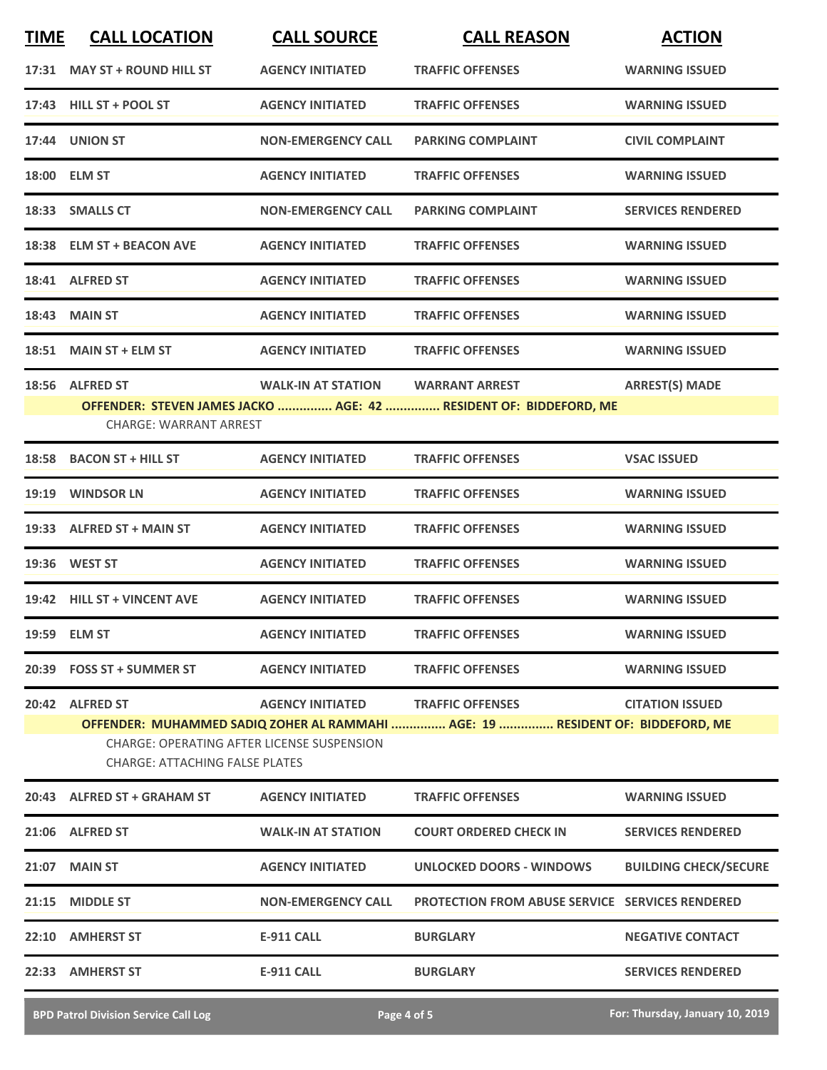| TIME | CALL LOCATION | CALL SOURCE | CALL REASON | ACTION |
|---|---|---|---|---|
| 17:31 | MAY ST + ROUND HILL ST | AGENCY INITIATED | TRAFFIC OFFENSES | WARNING ISSUED |
| 17:43 | HILL ST + POOL ST | AGENCY INITIATED | TRAFFIC OFFENSES | WARNING ISSUED |
| 17:44 | UNION ST | NON-EMERGENCY CALL | PARKING COMPLAINT | CIVIL COMPLAINT |
| 18:00 | ELM ST | AGENCY INITIATED | TRAFFIC OFFENSES | WARNING ISSUED |
| 18:33 | SMALLS CT | NON-EMERGENCY CALL | PARKING COMPLAINT | SERVICES RENDERED |
| 18:38 | ELM ST + BEACON AVE | AGENCY INITIATED | TRAFFIC OFFENSES | WARNING ISSUED |
| 18:41 | ALFRED ST | AGENCY INITIATED | TRAFFIC OFFENSES | WARNING ISSUED |
| 18:43 | MAIN ST | AGENCY INITIATED | TRAFFIC OFFENSES | WARNING ISSUED |
| 18:51 | MAIN ST + ELM ST | AGENCY INITIATED | TRAFFIC OFFENSES | WARNING ISSUED |
| 18:56 | ALFRED ST | WALK-IN AT STATION | WARRANT ARREST | ARREST(S) MADE |

**OFFENDER: STEVEN JAMES JACKO ............... AGE: 42 ............... RESIDENT OF: BIDDEFORD, ME**

CHARGE: WARRANT ARREST

| TIME | CALL LOCATION | CALL SOURCE | CALL REASON | ACTION |
|---|---|---|---|---|
| 18:58 | BACON ST + HILL ST | AGENCY INITIATED | TRAFFIC OFFENSES | VSAC ISSUED |
| 19:19 | WINDSOR LN | AGENCY INITIATED | TRAFFIC OFFENSES | WARNING ISSUED |
| 19:33 | ALFRED ST + MAIN ST | AGENCY INITIATED | TRAFFIC OFFENSES | WARNING ISSUED |
| 19:36 | WEST ST | AGENCY INITIATED | TRAFFIC OFFENSES | WARNING ISSUED |
| 19:42 | HILL ST + VINCENT AVE | AGENCY INITIATED | TRAFFIC OFFENSES | WARNING ISSUED |
| 19:59 | ELM ST | AGENCY INITIATED | TRAFFIC OFFENSES | WARNING ISSUED |
| 20:39 | FOSS ST + SUMMER ST | AGENCY INITIATED | TRAFFIC OFFENSES | WARNING ISSUED |
| 20:42 | ALFRED ST | AGENCY INITIATED | TRAFFIC OFFENSES | CITATION ISSUED |

**OFFENDER: MUHAMMED SADIQ ZOHER AL RAMMAHI ............... AGE: 19 ............... RESIDENT OF: BIDDEFORD, ME**

CHARGE: OPERATING AFTER LICENSE SUSPENSION
CHARGE: ATTACHING FALSE PLATES

| TIME | CALL LOCATION | CALL SOURCE | CALL REASON | ACTION |
|---|---|---|---|---|
| 20:43 | ALFRED ST + GRAHAM ST | AGENCY INITIATED | TRAFFIC OFFENSES | WARNING ISSUED |
| 21:06 | ALFRED ST | WALK-IN AT STATION | COURT ORDERED CHECK IN | SERVICES RENDERED |
| 21:07 | MAIN ST | AGENCY INITIATED | UNLOCKED DOORS - WINDOWS | BUILDING CHECK/SECURE |
| 21:15 | MIDDLE ST | NON-EMERGENCY CALL | PROTECTION FROM ABUSE SERVICE | SERVICES RENDERED |
| 22:10 | AMHERST ST | E-911 CALL | BURGLARY | NEGATIVE CONTACT |
| 22:33 | AMHERST ST | E-911 CALL | BURGLARY | SERVICES RENDERED |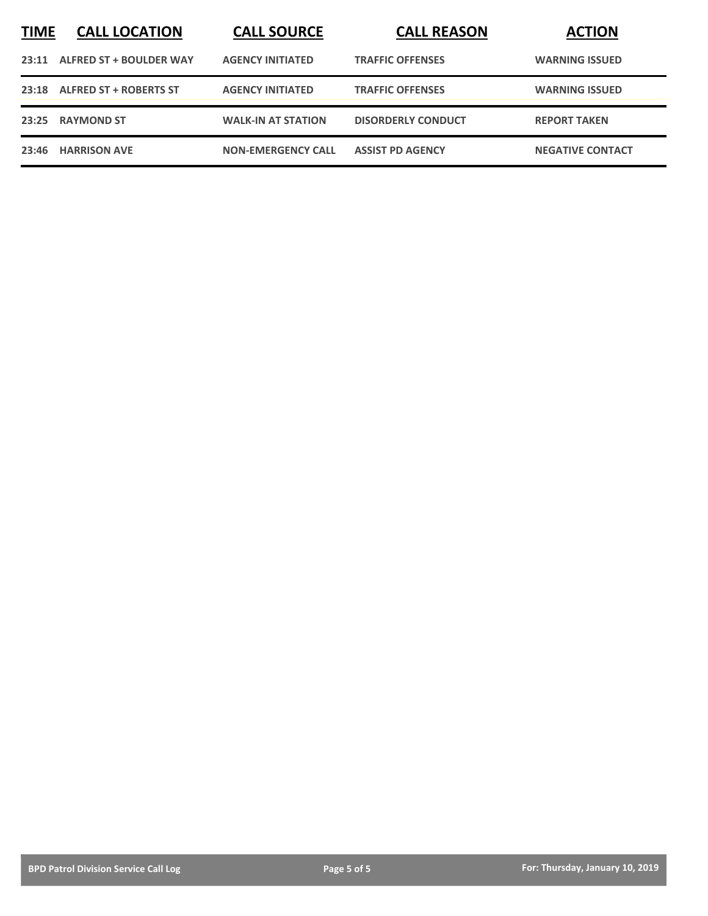| TIME | CALL LOCATION | CALL SOURCE | CALL REASON | ACTION |
|---|---|---|---|---|
| 23:11 | ALFRED ST + BOULDER WAY | AGENCY INITIATED | TRAFFIC OFFENSES | WARNING ISSUED |
| 23:18 | ALFRED ST + ROBERTS ST | AGENCY INITIATED | TRAFFIC OFFENSES | WARNING ISSUED |
| 23:25 | RAYMOND ST | WALK-IN AT STATION | DISORDERLY CONDUCT | REPORT TAKEN |
| 23:46 | HARRISON AVE | NON-EMERGENCY CALL | ASSIST PD AGENCY | NEGATIVE CONTACT |